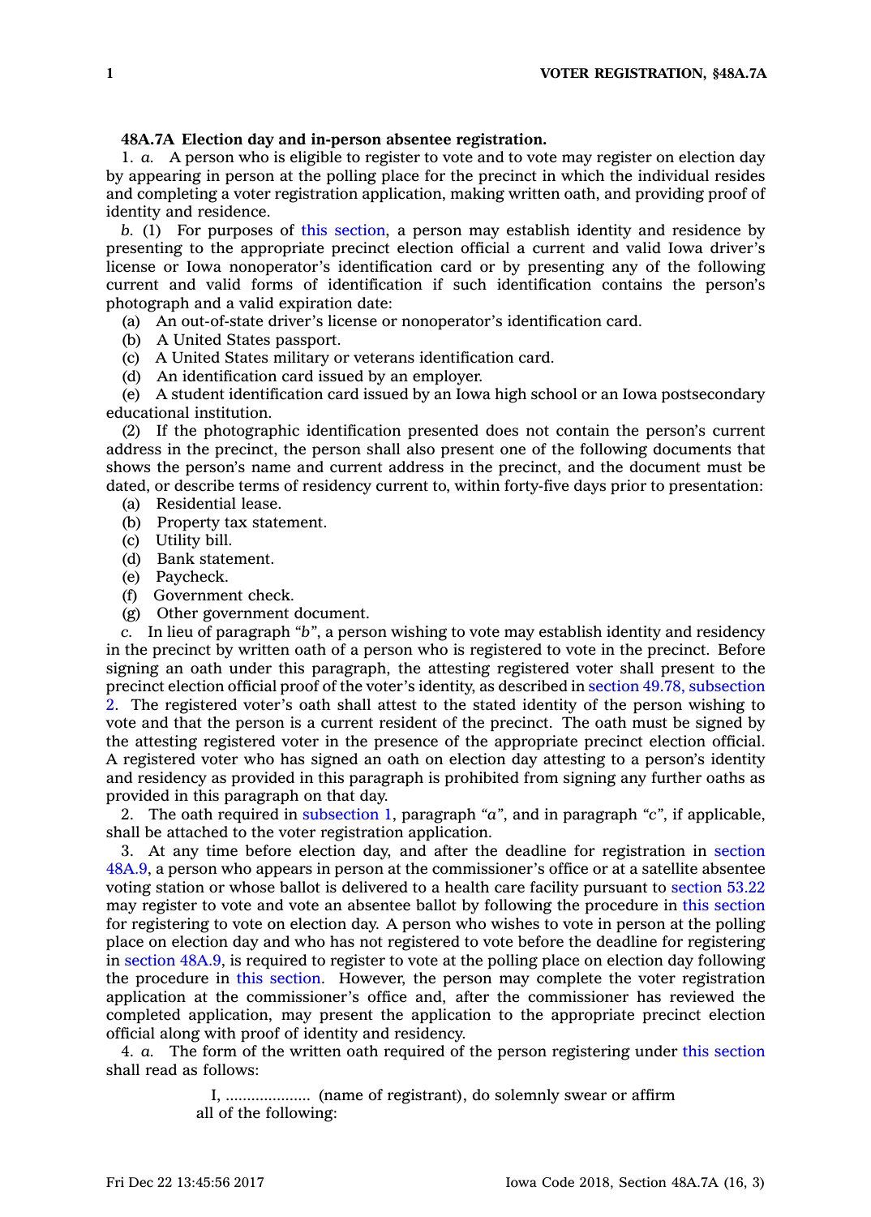**48A.7A Election day and in-person absentee registration.**

1. *a.* A person who is eligible to register to vote and to vote may register on election day by appearing in person at the polling place for the precinct in which the individual resides and completing a voter registration application, making written oath, and providing proof of identity and residence.

*b.* (1) For purposes of this section, a person may establish identity and residence by presenting to the appropriate precinct election official a current and valid Iowa driver's license or Iowa nonoperator's identification card or by presenting any of the following current and valid forms of identification if such identification contains the person's photograph and a valid expiration date:

(a) An out-of-state driver's license or nonoperator's identification card.

(b) A United States passport.

(c) A United States military or veterans identification card.

(d) An identification card issued by an employer.

(e) A student identification card issued by an Iowa high school or an Iowa postsecondary educational institution.

(2) If the photographic identification presented does not contain the person's current address in the precinct, the person shall also present one of the following documents that shows the person's name and current address in the precinct, and the document must be dated, or describe terms of residency current to, within forty-five days prior to presentation:

(a) Residential lease.

(b) Property tax statement.

(c) Utility bill.

(d) Bank statement.

(e) Paycheck.

(f) Government check.

(g) Other government document.

*c.* In lieu of paragraph *"b"*, a person wishing to vote may establish identity and residency in the precinct by written oath of a person who is registered to vote in the precinct. Before signing an oath under this paragraph, the attesting registered voter shall present to the precinct election official proof of the voter's identity, as described in section 49.78, subsection 2. The registered voter's oath shall attest to the stated identity of the person wishing to vote and that the person is a current resident of the precinct. The oath must be signed by the attesting registered voter in the presence of the appropriate precinct election official. A registered voter who has signed an oath on election day attesting to a person's identity and residency as provided in this paragraph is prohibited from signing any further oaths as provided in this paragraph on that day.

2. The oath required in subsection 1, paragraph *"a"*, and in paragraph *"c"*, if applicable, shall be attached to the voter registration application.

3. At any time before election day, and after the deadline for registration in section 48A.9, a person who appears in person at the commissioner's office or at a satellite absentee voting station or whose ballot is delivered to a health care facility pursuant to section 53.22 may register to vote and vote an absentee ballot by following the procedure in this section for registering to vote on election day. A person who wishes to vote in person at the polling place on election day and who has not registered to vote before the deadline for registering in section 48A.9, is required to register to vote at the polling place on election day following the procedure in this section. However, the person may complete the voter registration application at the commissioner's office and, after the commissioner has reviewed the completed application, may present the application to the appropriate precinct election official along with proof of identity and residency.

4. *a.* The form of the written oath required of the person registering under this section shall read as follows:

> I, .................... (name of registrant), do solemnly swear or affirm all of the following: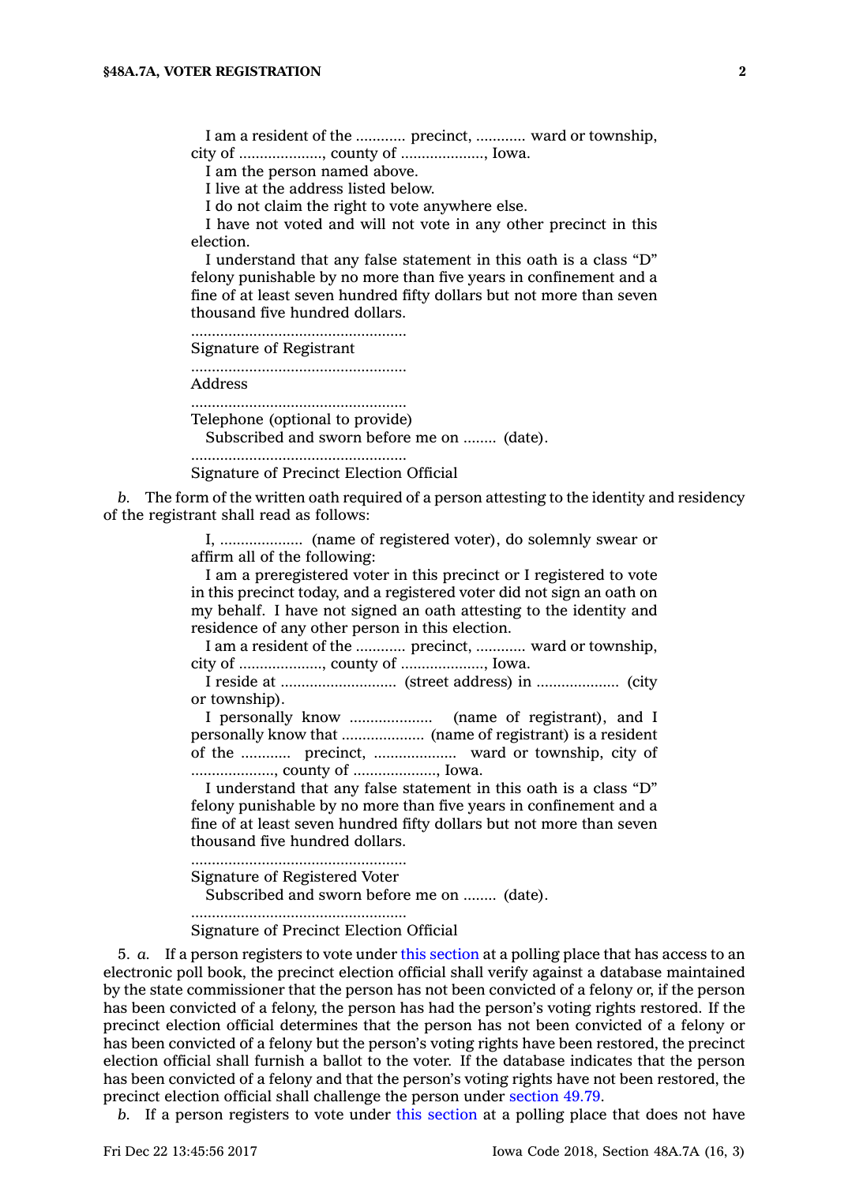I am a resident of the ............ precinct, ............ ward or township, city of ...................., county of ...................., Iowa.

I am the person named above.

I live at the address listed below.

I do not claim the right to vote anywhere else.

I have not voted and will not vote in any other precinct in this election.

I understand that any false statement in this oath is a class "D" felony punishable by no more than five years in confinement and a fine of at least seven hundred fifty dollars but not more than seven thousand five hundred dollars.

....................................................
Signature of Registrant

....................................................
Address

....................................................
Telephone (optional to provide)

Subscribed and sworn before me on ........ (date).

....................................................
Signature of Precinct Election Official

*b.* The form of the written oath required of a person attesting to the identity and residency of the registrant shall read as follows:

I, .................... (name of registered voter), do solemnly swear or affirm all of the following:

I am a preregistered voter in this precinct or I registered to vote in this precinct today, and a registered voter did not sign an oath on my behalf. I have not signed an oath attesting to the identity and residence of any other person in this election.

I am a resident of the ............ precinct, ............ ward or township, city of ...................., county of ...................., Iowa.

I reside at ............................ (street address) in .................... (city or township).

I personally know .................... (name of registrant), and I personally know that .................... (name of registrant) is a resident of the ............ precinct, .................... ward or township, city of ...................., county of ...................., Iowa.

I understand that any false statement in this oath is a class "D" felony punishable by no more than five years in confinement and a fine of at least seven hundred fifty dollars but not more than seven thousand five hundred dollars.

....................................................
Signature of Registered Voter

Subscribed and sworn before me on ........ (date).

....................................................
Signature of Precinct Election Official

5. *a.* If a person registers to vote under this section at a polling place that has access to an electronic poll book, the precinct election official shall verify against a database maintained by the state commissioner that the person has not been convicted of a felony or, if the person has been convicted of a felony, the person has had the person's voting rights restored. If the precinct election official determines that the person has not been convicted of a felony or has been convicted of a felony but the person's voting rights have been restored, the precinct election official shall furnish a ballot to the voter. If the database indicates that the person has been convicted of a felony and that the person's voting rights have not been restored, the precinct election official shall challenge the person under section 49.79.

*b.* If a person registers to vote under this section at a polling place that does not have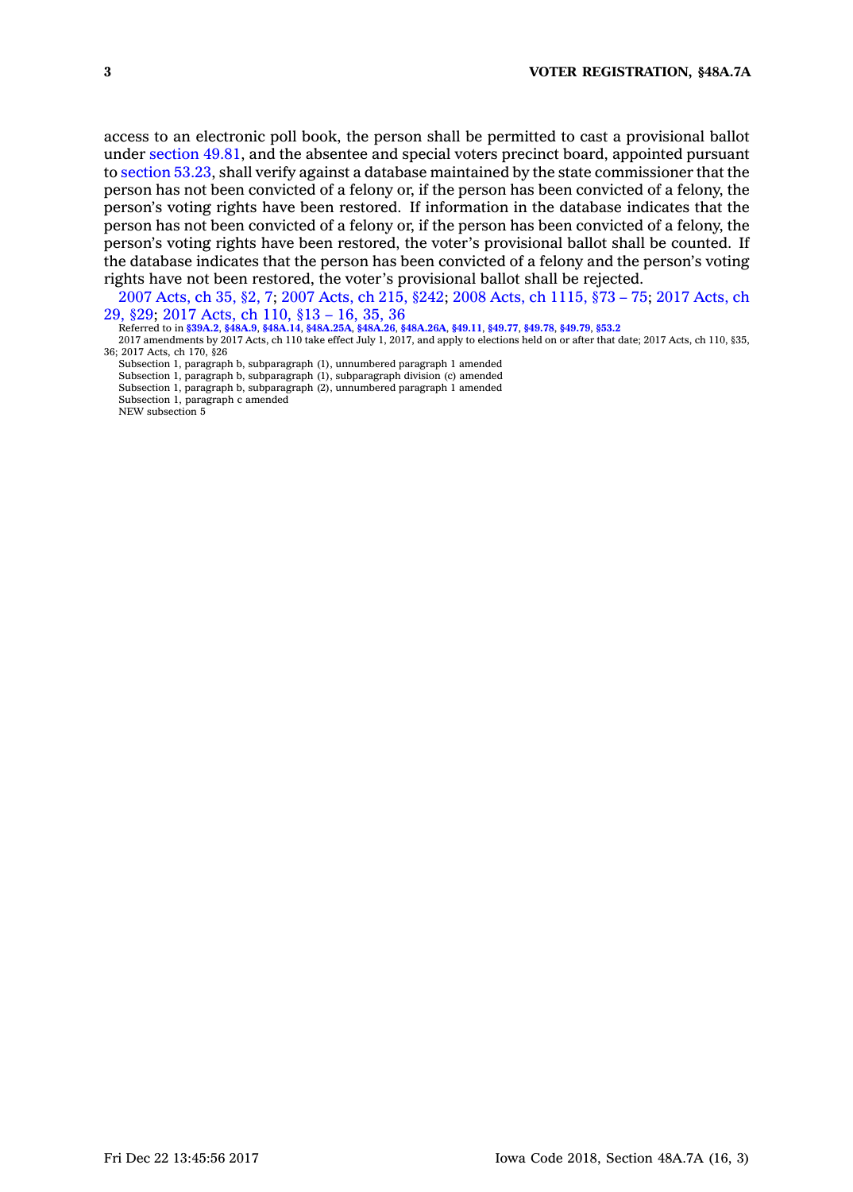access to an electronic poll book, the person shall be permitted to cast a provisional ballot under section 49.81, and the absentee and special voters precinct board, appointed pursuant to section 53.23, shall verify against a database maintained by the state commissioner that the person has not been convicted of a felony or, if the person has been convicted of a felony, the person's voting rights have been restored. If information in the database indicates that the person has not been convicted of a felony or, if the person has been convicted of a felony, the person's voting rights have been restored, the voter's provisional ballot shall be counted. If the database indicates that the person has been convicted of a felony and the person's voting rights have not been restored, the voter's provisional ballot shall be rejected.

2007 Acts, ch 35, §2, 7; 2007 Acts, ch 215, §242; 2008 Acts, ch 1115, §73 – 75; 2017 Acts, ch 29, §29; 2017 Acts, ch 110, §13 – 16, 35, 36

Referred to in **§39A.2**, **§48A.9**, **§48A.14**, **§48A.25A**, **§48A.26**, **§48A.26A**, **§49.11**, **§49.77**, **§49.78**, **§49.79**, **§53.2**

2017 amendments by 2017 Acts, ch 110 take effect July 1, 2017, and apply to elections held on or after that date; 2017 Acts, ch 110, §35, 36; 2017 Acts, ch 170, §26

Subsection 1, paragraph b, subparagraph (1), unnumbered paragraph 1 amended

Subsection 1, paragraph b, subparagraph (1), subparagraph division (c) amended

Subsection 1, paragraph b, subparagraph (2), unnumbered paragraph 1 amended

Subsection 1, paragraph c amended

NEW subsection 5